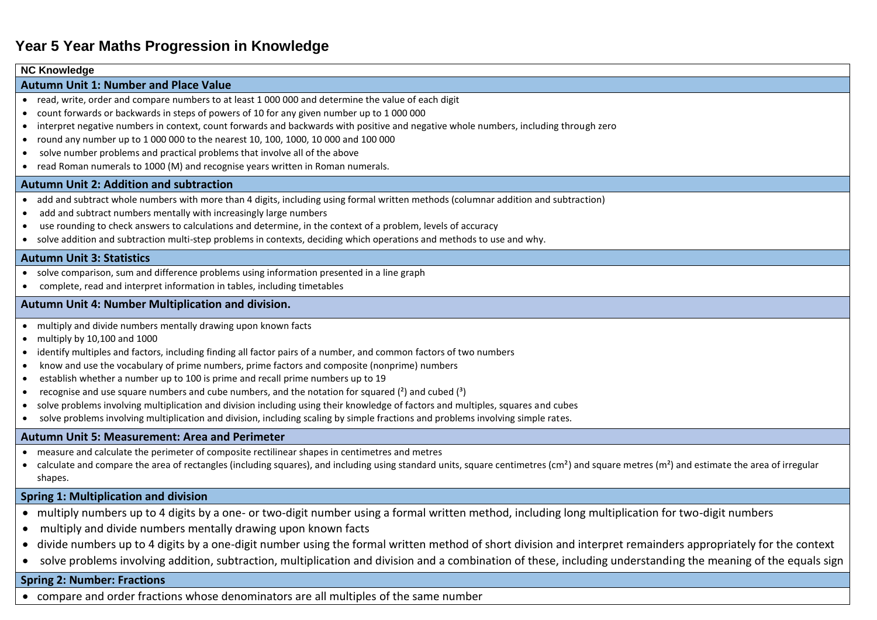# Year 5 Year Maths Progression in Knowledge

**NC Knowledge**

## Autumn Unit 1: Number and Place Value

- read, write, order and compare numbers to at least 1 000 000 and determine the value of each digit
- count forwards or backwards in steps of powers of 10 for any given number up to 1 000 000
- interpret negative numbers in context, count forwards and backwards with positive and negative whole numbers, including through zero
- round any number up to 1 000 000 to the nearest 10, 100, 1000, 10 000 and 100 000
- solve number problems and practical problems that involve all of the above
- read Roman numerals to 1000 (M) and recognise years written in Roman numerals.

## Autumn Unit 2: Addition and subtraction

- add and subtract whole numbers with more than 4 digits, including using formal written methods (columnar addition and subtraction)
- add and subtract numbers mentally with increasingly large numbers
- use rounding to check answers to calculations and determine, in the context of a problem, levels of accuracy
- solve addition and subtraction multi-step problems in contexts, deciding which operations and methods to use and why.

## Autumn Unit 3: Statistics

- solve comparison, sum and difference problems using information presented in a line graph
- complete, read and interpret information in tables, including timetables

## Autumn Unit 4: Number Multiplication and division.

- multiply and divide numbers mentally drawing upon known facts
- multiply by 10,100 and 1000
- identify multiples and factors, including finding all factor pairs of a number, and common factors of two numbers
- know and use the vocabulary of prime numbers, prime factors and composite (nonprime) numbers
- establish whether a number up to 100 is prime and recall prime numbers up to 19
- recognise and use square numbers and cube numbers, and the notation for squared ($^2$) and cubed ($^3$)
- solve problems involving multiplication and division including using their knowledge of factors and multiples, squares and cubes
- solve problems involving multiplication and division, including scaling by simple fractions and problems involving simple rates.

## Autumn Unit 5: Measurement: Area and Perimeter

- measure and calculate the perimeter of composite rectilinear shapes in centimetres and metres
- calculate and compare the area of rectangles (including squares), and including using standard units, square centimetres ($cm^2$) and square metres ($m^2$) and estimate the area of irregular shapes.

## Spring 1: Multiplication and division

- multiply numbers up to 4 digits by a one- or two-digit number using a formal written method, including long multiplication for two-digit numbers
- multiply and divide numbers mentally drawing upon known facts
- divide numbers up to 4 digits by a one-digit number using the formal written method of short division and interpret remainders appropriately for the context
- solve problems involving addition, subtraction, multiplication and division and a combination of these, including understanding the meaning of the equals sign

## Spring 2: Number: Fractions

- compare and order fractions whose denominators are all multiples of the same number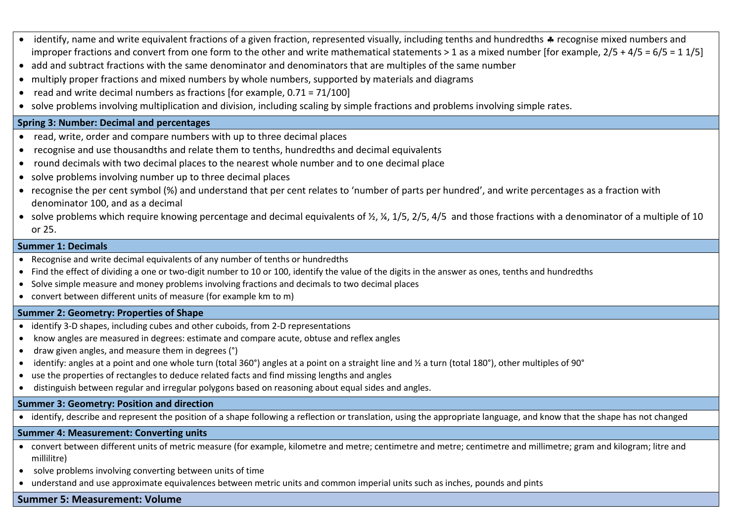- identify, name and write equivalent fractions of a given fraction, represented visually, including tenths and hundredths ♣ recognise mixed numbers and improper fractions and convert from one form to the other and write mathematical statements > 1 as a mixed number [for example, $2/5 + 4/5 = 6/5 = 1\ 1/5$]
- add and subtract fractions with the same denominator and denominators that are multiples of the same number
- multiply proper fractions and mixed numbers by whole numbers, supported by materials and diagrams
- read and write decimal numbers as fractions [for example, $0.71 = 71/100$]
- solve problems involving multiplication and division, including scaling by simple fractions and problems involving simple rates.

**Spring 3: Number: Decimal and percentages**

- read, write, order and compare numbers with up to three decimal places
- recognise and use thousandths and relate them to tenths, hundredths and decimal equivalents
- round decimals with two decimal places to the nearest whole number and to one decimal place
- solve problems involving number up to three decimal places
- recognise the per cent symbol (%) and understand that per cent relates to 'number of parts per hundred', and write percentages as a fraction with denominator 100, and as a decimal
- solve problems which require knowing percentage and decimal equivalents of ½, ¼, 1/5, 2/5, 4/5 and those fractions with a denominator of a multiple of 10 or 25.

**Summer 1: Decimals**

- Recognise and write decimal equivalents of any number of tenths or hundredths
- Find the effect of dividing a one or two-digit number to 10 or 100, identify the value of the digits in the answer as ones, tenths and hundredths
- Solve simple measure and money problems involving fractions and decimals to two decimal places
- convert between different units of measure (for example km to m)

**Summer 2: Geometry: Properties of Shape**

- identify 3-D shapes, including cubes and other cuboids, from 2-D representations
- know angles are measured in degrees: estimate and compare acute, obtuse and reflex angles
- draw given angles, and measure them in degrees (°)
- identify: angles at a point and one whole turn (total 360°) angles at a point on a straight line and ½ a turn (total 180°), other multiples of 90°
- use the properties of rectangles to deduce related facts and find missing lengths and angles
- distinguish between regular and irregular polygons based on reasoning about equal sides and angles.

**Summer 3: Geometry: Position and direction**

- identify, describe and represent the position of a shape following a reflection or translation, using the appropriate language, and know that the shape has not changed

**Summer 4: Measurement: Converting units**

- convert between different units of metric measure (for example, kilometre and metre; centimetre and metre; centimetre and millimetre; gram and kilogram; litre and millilitre)
- solve problems involving converting between units of time
- understand and use approximate equivalences between metric units and common imperial units such as inches, pounds and pints

**Summer 5: Measurement: Volume**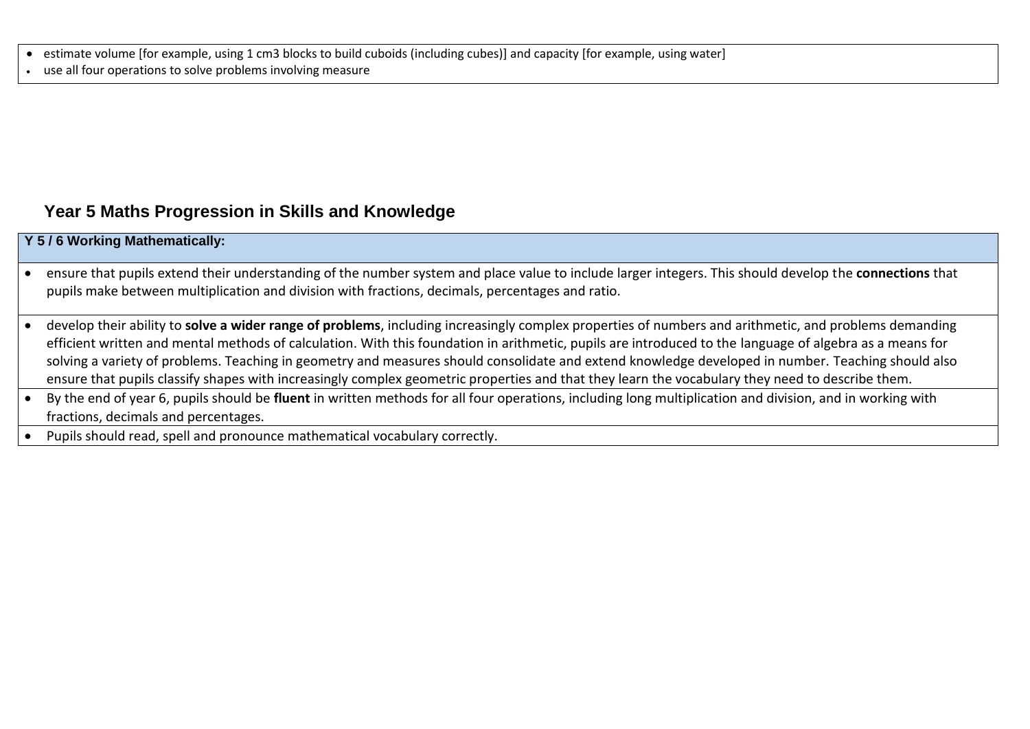- estimate volume [for example, using 1 cm3 blocks to build cuboids (including cubes)] and capacity [for example, using water]
- use all four operations to solve problems involving measure

## Year 5 Maths Progression in Skills and Knowledge

| Y 5 / 6 Working Mathematically: |
| --- |
| • ensure that pupils extend their understanding of the number system and place value to include larger integers. This should develop the **connections** that pupils make between multiplication and division with fractions, decimals, percentages and ratio. |
| • develop their ability to **solve a wider range of problems**, including increasingly complex properties of numbers and arithmetic, and problems demanding efficient written and mental methods of calculation. With this foundation in arithmetic, pupils are introduced to the language of algebra as a means for solving a variety of problems. Teaching in geometry and measures should consolidate and extend knowledge developed in number. Teaching should also ensure that pupils classify shapes with increasingly complex geometric properties and that they learn the vocabulary they need to describe them. |
| • By the end of year 6, pupils should be **fluent** in written methods for all four operations, including long multiplication and division, and in working with fractions, decimals and percentages. |
| • Pupils should read, spell and pronounce mathematical vocabulary correctly. |